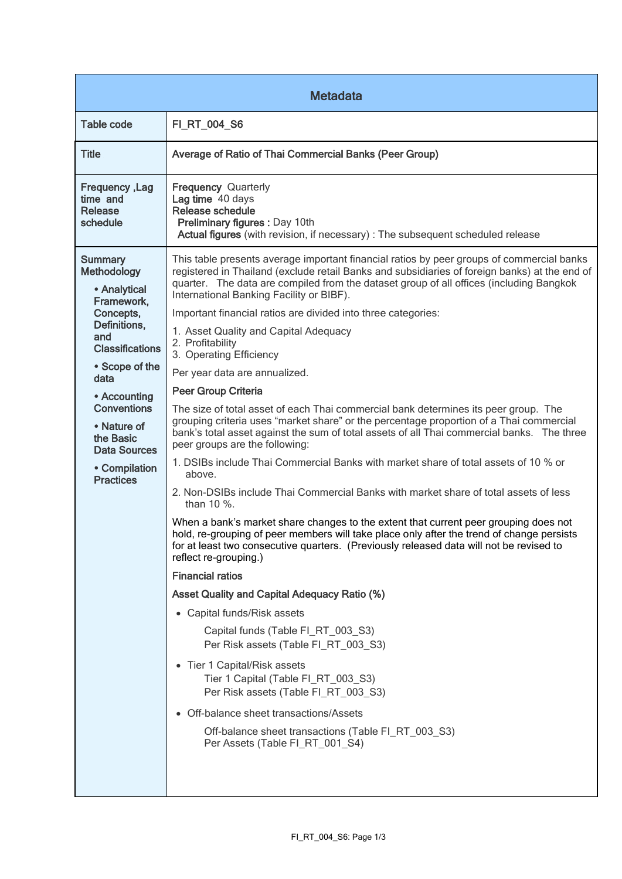## Metadata

| | |
|---|---|
| **Table code** | **FI_RT_004_S6** |
| **Title** | **Average of Ratio of Thai Commercial Banks (Peer Group)** |
| **Frequency ,Lag time and Release schedule** | **Frequency** Quarterly<br>**Lag time** 40 days<br>**Release schedule**<br>**Preliminary figures :** Day 10th<br>**Actual figures** (with revision, if necessary) : The subsequent scheduled release |
| **Summary Methodology**<br>• **Analytical Framework, Concepts, Definitions, and Classifications**<br>• **Scope of the data**<br>• **Accounting Conventions**<br>• **Nature of the Basic Data Sources**<br>• **Compilation Practices** | This table presents average important financial ratios by peer groups of commercial banks registered in Thailand (exclude retail Banks and subsidiaries of foreign banks) at the end of quarter. The data are compiled from the dataset group of all offices (including Bangkok International Banking Facility or BIBF).<br><br>Important financial ratios are divided into three categories:<br>1. Asset Quality and Capital Adequacy<br>2. Profitability<br>3. Operating Efficiency<br><br>Per year data are annualized.<br><br>**Peer Group Criteria**<br><br>The size of total asset of each Thai commercial bank determines its peer group. The grouping criteria uses "market share" or the percentage proportion of a Thai commercial bank's total asset against the sum of total assets of all Thai commercial banks. The three peer groups are the following:<br>1. DSIBs include Thai Commercial Banks with market share of total assets of 10 % or above.<br>2. Non-DSIBs include Thai Commercial Banks with market share of total assets of less than 10 %.<br><br>When a bank's market share changes to the extent that current peer grouping does not hold, re-grouping of peer members will take place only after the trend of change persists for at least two consecutive quarters. (Previously released data will not be revised to reflect re-grouping.)<br><br>**Financial ratios**<br><br>**Asset Quality and Capital Adequacy Ratio (%)**<br><br>• Capital funds/Risk assets<br>Capital funds (Table FI_RT_003_S3)<br>Per Risk assets (Table FI_RT_003_S3)<br><br>• Tier 1 Capital/Risk assets<br>Tier 1 Capital (Table FI_RT_003_S3)<br>Per Risk assets (Table FI_RT_003_S3)<br><br>• Off-balance sheet transactions/Assets<br>Off-balance sheet transactions (Table FI_RT_003_S3)<br>Per Assets (Table FI_RT_001_S4) |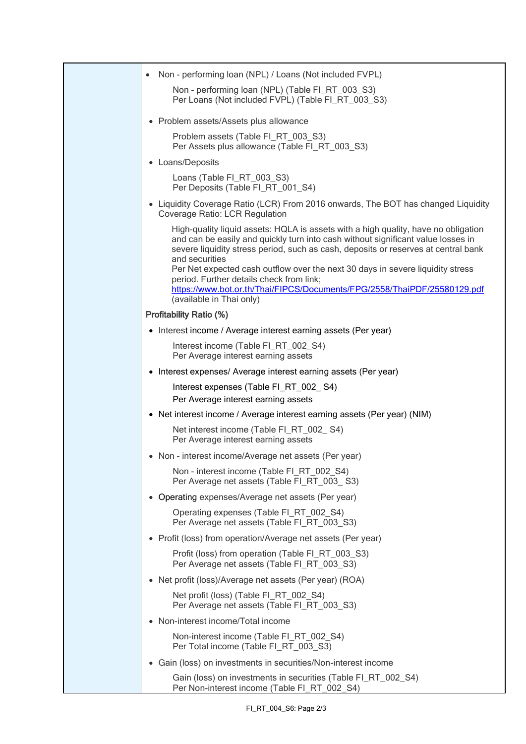- Non - performing loan (NPL) / Loans (Not included FVPL)

  Non - performing loan (NPL) (Table FI_RT_003_S3)
  Per Loans (Not included FVPL) (Table FI_RT_003_S3)

- Problem assets/Assets plus allowance

  Problem assets (Table FI_RT_003_S3)
  Per Assets plus allowance (Table FI_RT_003_S3)

- Loans/Deposits

  Loans (Table FI_RT_003_S3)
  Per Deposits (Table FI_RT_001_S4)

- Liquidity Coverage Ratio (LCR) From 2016 onwards, The BOT has changed Liquidity Coverage Ratio: LCR Regulation

  High-quality liquid assets: HQLA is assets with a high quality, have no obligation and can be easily and quickly turn into cash without significant value losses in severe liquidity stress period, such as cash, deposits or reserves at central bank and securities
  Per Net expected cash outflow over the next 30 days in severe liquidity stress period. Further details check from link; https://www.bot.or.th/Thai/FIPCS/Documents/FPG/2558/ThaiPDF/25580129.pdf (available in Thai only)

**Profitability Ratio (%)**

- Interest income / Average interest earning assets (Per year)

  Interest income (Table FI_RT_002_S4)
  Per Average interest earning assets

- Interest expenses/ Average interest earning assets (Per year)

  Interest expenses (Table FI_RT_002_ S4)
  Per Average interest earning assets

- Net interest income / Average interest earning assets (Per year) (NIM)

  Net interest income (Table FI_RT_002_ S4)
  Per Average interest earning assets

- Non - interest income/Average net assets (Per year)

  Non - interest income (Table FI_RT_002_S4)
  Per Average net assets (Table FI_RT_003_ S3)

- Operating expenses/Average net assets (Per year)

  Operating expenses (Table FI_RT_002_S4)
  Per Average net assets (Table FI_RT_003_S3)

- Profit (loss) from operation/Average net assets (Per year)

  Profit (loss) from operation (Table FI_RT_003_S3)
  Per Average net assets (Table FI_RT_003_S3)

- Net profit (loss)/Average net assets (Per year) (ROA)

  Net profit (loss) (Table FI_RT_002_S4)
  Per Average net assets (Table FI_RT_003_S3)

- Non-interest income/Total income

  Non-interest income (Table FI_RT_002_S4)
  Per Total income (Table FI_RT_003_S3)

- Gain (loss) on investments in securities/Non-interest income

  Gain (loss) on investments in securities (Table FI_RT_002_S4)
  Per Non-interest income (Table FI_RT_002_S4)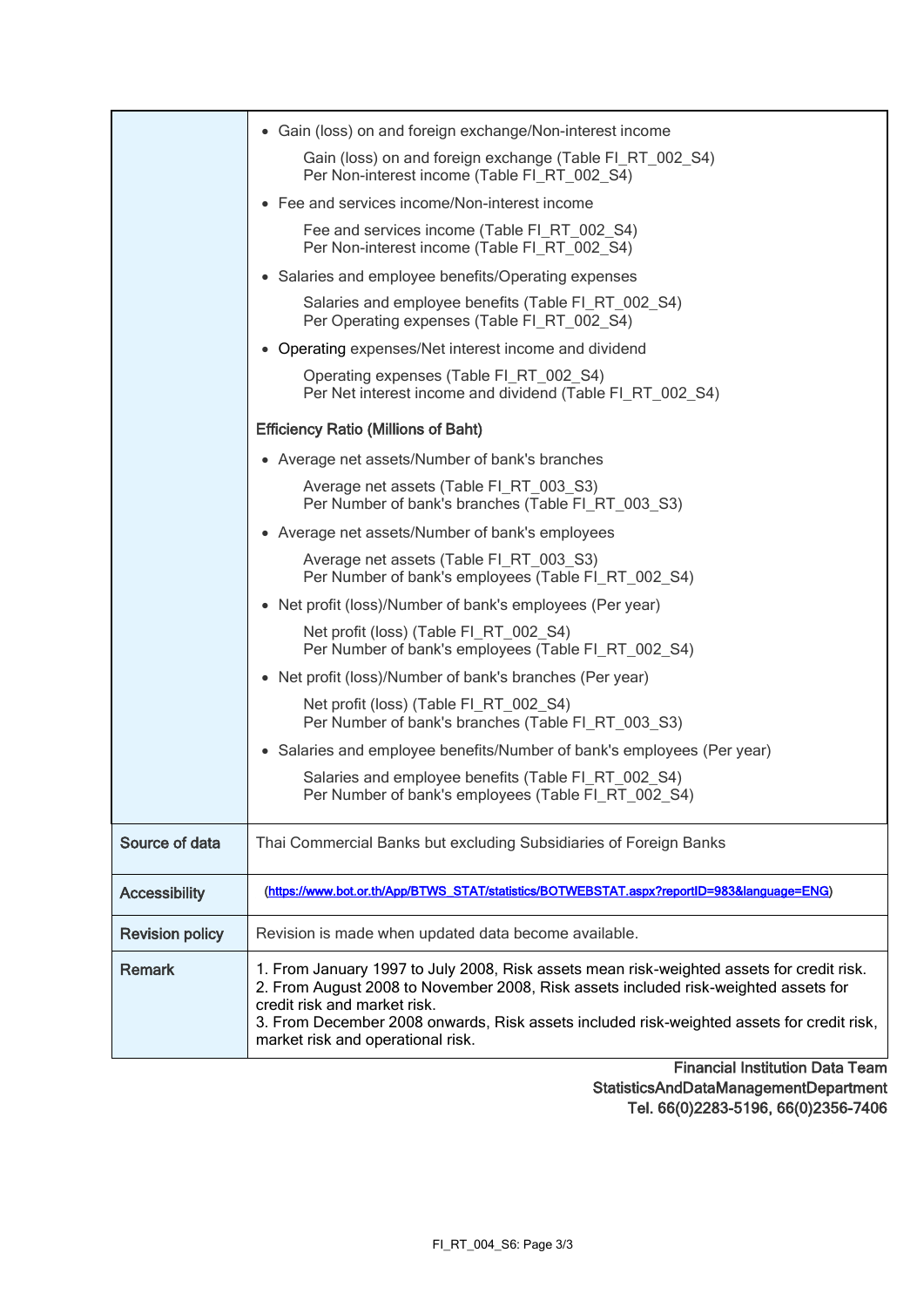| | |
|---|---|
| | • Gain (loss) on and foreign exchange/Non-interest income<br>Gain (loss) on and foreign exchange (Table FI_RT_002_S4)<br>Per Non-interest income (Table FI_RT_002_S4)<br>• Fee and services income/Non-interest income<br>Fee and services income (Table FI_RT_002_S4)<br>Per Non-interest income (Table FI_RT_002_S4)<br>• Salaries and employee benefits/Operating expenses<br>Salaries and employee benefits (Table FI_RT_002_S4)<br>Per Operating expenses (Table FI_RT_002_S4)<br>• Operating expenses/Net interest income and dividend<br>Operating expenses (Table FI_RT_002_S4)<br>Per Net interest income and dividend (Table FI_RT_002_S4)<br>**Efficiency Ratio (Millions of Baht)**<br>• Average net assets/Number of bank's branches<br>Average net assets (Table FI_RT_003_S3)<br>Per Number of bank's branches (Table FI_RT_003_S3)<br>• Average net assets/Number of bank's employees<br>Average net assets (Table FI_RT_003_S3)<br>Per Number of bank's employees (Table FI_RT_002_S4)<br>• Net profit (loss)/Number of bank's employees (Per year)<br>Net profit (loss) (Table FI_RT_002_S4)<br>Per Number of bank's employees (Table FI_RT_002_S4)<br>• Net profit (loss)/Number of bank's branches (Per year)<br>Net profit (loss) (Table FI_RT_002_S4)<br>Per Number of bank's branches (Table FI_RT_003_S3)<br>• Salaries and employee benefits/Number of bank's employees (Per year)<br>Salaries and employee benefits (Table FI_RT_002_S4)<br>Per Number of bank's employees (Table FI_RT_002_S4) |
| **Source of data** | Thai Commercial Banks but excluding Subsidiaries of Foreign Banks |
| **Accessibility** | (https://www.bot.or.th/App/BTWS_STAT/statistics/BOTWEBSTAT.aspx?reportID=983&language=ENG) |
| **Revision policy** | Revision is made when updated data become available. |
| **Remark** | 1. From January 1997 to July 2008, Risk assets mean risk-weighted assets for credit risk.<br>2. From August 2008 to November 2008, Risk assets included risk-weighted assets for credit risk and market risk.<br>3. From December 2008 onwards, Risk assets included risk-weighted assets for credit risk, market risk and operational risk. |

**Financial Institution Data Team**
**StatisticsAndDataManagementDepartment**
**Tel. 66(0)2283-5196, 66(0)2356-7406**